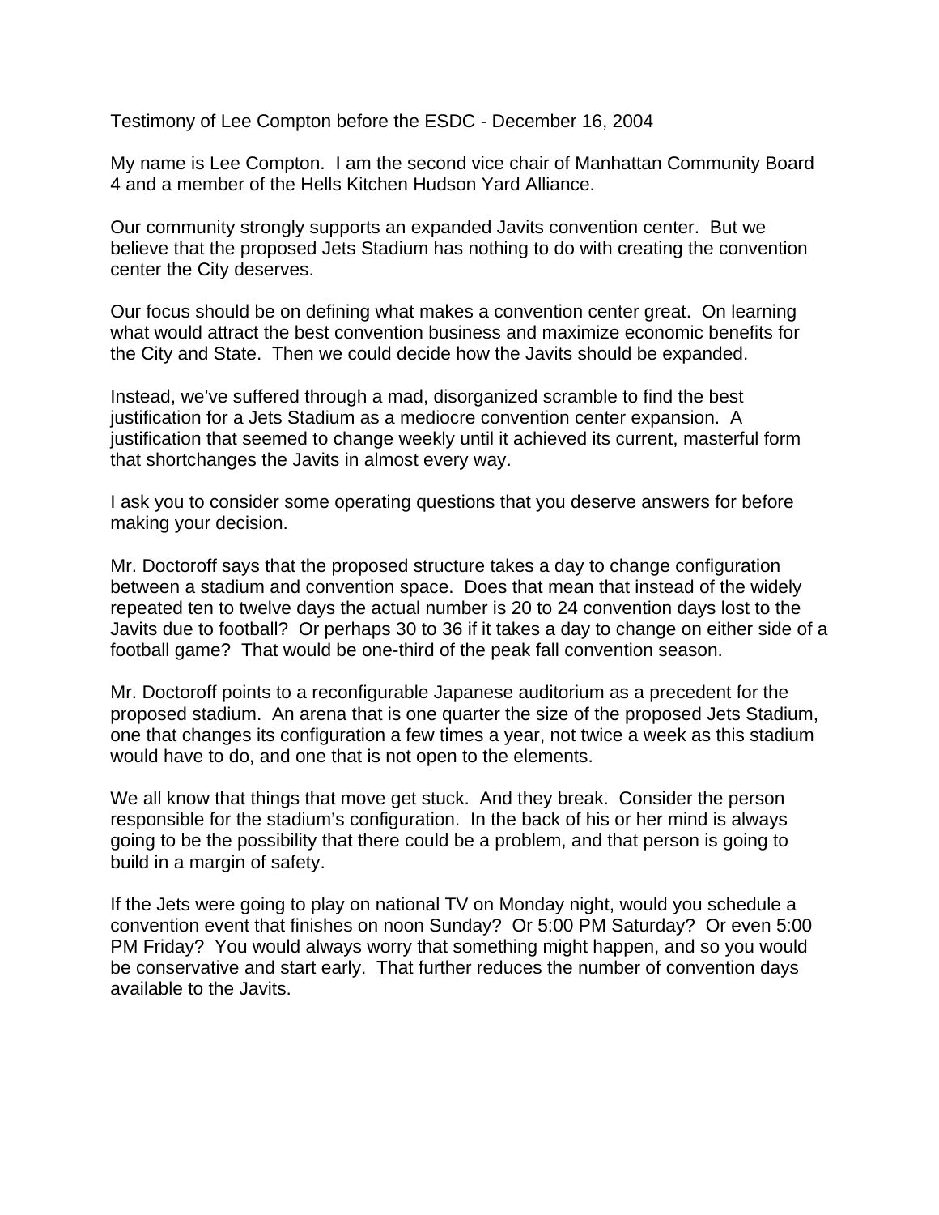Testimony of Lee Compton before the ESDC - December 16, 2004

My name is Lee Compton. I am the second vice chair of Manhattan Community Board 4 and a member of the Hells Kitchen Hudson Yard Alliance.

Our community strongly supports an expanded Javits convention center. But we believe that the proposed Jets Stadium has nothing to do with creating the convention center the City deserves.

Our focus should be on defining what makes a convention center great. On learning what would attract the best convention business and maximize economic benefits for the City and State. Then we could decide how the Javits should be expanded.

Instead, we've suffered through a mad, disorganized scramble to find the best justification for a Jets Stadium as a mediocre convention center expansion. A justification that seemed to change weekly until it achieved its current, masterful form that shortchanges the Javits in almost every way.

I ask you to consider some operating questions that you deserve answers for before making your decision.

Mr. Doctoroff says that the proposed structure takes a day to change configuration between a stadium and convention space. Does that mean that instead of the widely repeated ten to twelve days the actual number is 20 to 24 convention days lost to the Javits due to football? Or perhaps 30 to 36 if it takes a day to change on either side of a football game? That would be one-third of the peak fall convention season.

Mr. Doctoroff points to a reconfigurable Japanese auditorium as a precedent for the proposed stadium. An arena that is one quarter the size of the proposed Jets Stadium, one that changes its configuration a few times a year, not twice a week as this stadium would have to do, and one that is not open to the elements.

We all know that things that move get stuck. And they break. Consider the person responsible for the stadium's configuration. In the back of his or her mind is always going to be the possibility that there could be a problem, and that person is going to build in a margin of safety.

If the Jets were going to play on national TV on Monday night, would you schedule a convention event that finishes on noon Sunday? Or 5:00 PM Saturday? Or even 5:00 PM Friday? You would always worry that something might happen, and so you would be conservative and start early. That further reduces the number of convention days available to the Javits.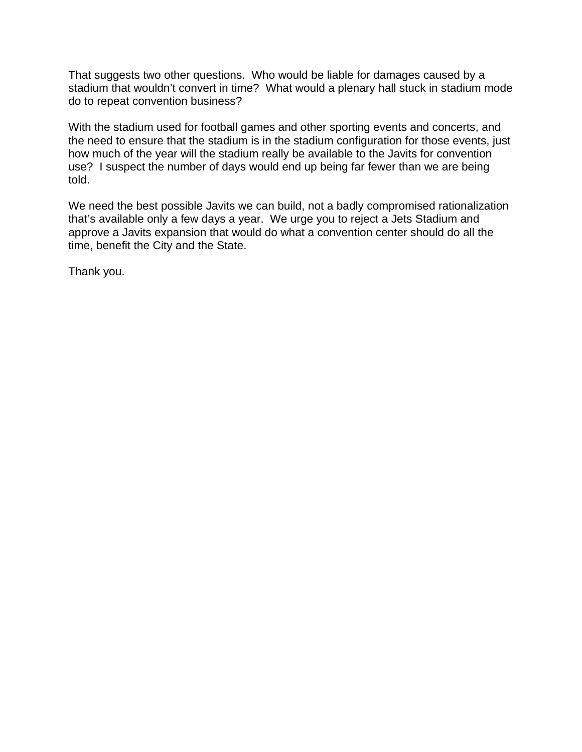That suggests two other questions. Who would be liable for damages caused by a stadium that wouldn't convert in time? What would a plenary hall stuck in stadium mode do to repeat convention business?

With the stadium used for football games and other sporting events and concerts, and the need to ensure that the stadium is in the stadium configuration for those events, just how much of the year will the stadium really be available to the Javits for convention use? I suspect the number of days would end up being far fewer than we are being told.

We need the best possible Javits we can build, not a badly compromised rationalization that's available only a few days a year. We urge you to reject a Jets Stadium and approve a Javits expansion that would do what a convention center should do all the time, benefit the City and the State.

Thank you.